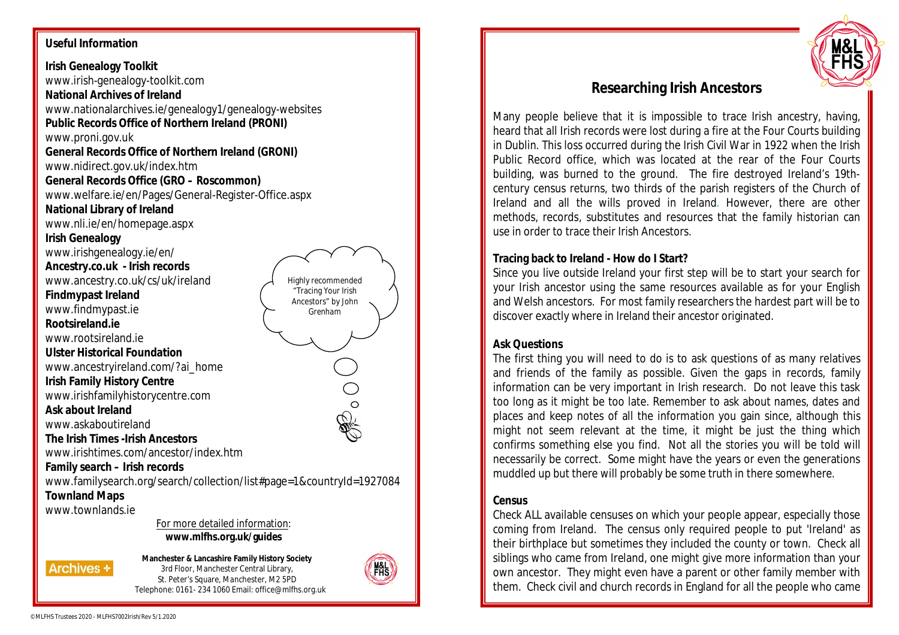## Useful Information

**Irish Genealogy Toolkit**
www.irish-genealogy-toolkit.com
**National Archives of Ireland**
www.nationalarchives.ie/genealogy1/genealogy-websites
**Public Records Office of Northern Ireland (PRONI)**
www.proni.gov.uk
**General Records Office of Northern Ireland (GRONI)**
www.nidirect.gov.uk/index.htm
**General Records Office (GRO – Roscommon)**
www.welfare.ie/en/Pages/General-Register-Office.aspx
**National Library of Ireland**
www.nli.ie/en/homepage.aspx
**Irish Genealogy**
www.irishgenealogy.ie/en/
**Ancestry.co.uk - Irish records**
www.ancestry.co.uk/cs/uk/ireland
**Findmypast Ireland**
www.findmypast.ie
**Rootsireland.ie**
www.rootsireland.ie
**Ulster Historical Foundation**
www.ancestryireland.com/?ai_home
**Irish Family History Centre**
www.irishfamilyhistorycentre.com
**Ask about Ireland**
www.askaboutireland
**The Irish Times -Irish Ancestors**
www.irishtimes.com/ancestor/index.htm
**Family search – Irish records**
www.familysearch.org/search/collection/list#page=1&countryId=1927084
**Townland Maps**
www.townlands.ie

Highly recommended "Tracing Your Irish Ancestors" by John Grenham

For more detailed information:
**www.mlfhs.org.uk/guides**

Archives +

**Manchester & Lancashire Family History Society**
3rd Floor, Manchester Central Library,
St. Peter's Square, Manchester, M2 5PD
Telephone: 0161- 234 1060 Email: office@mlfhs.org.uk

©MLFHS Trustees 2020 - MLFHS7002Irish/Rev 5/1.2020

M&L FHS

# Researching Irish Ancestors

Many people believe that it is impossible to trace Irish ancestry, having, heard that all Irish records were lost during a fire at the Four Courts building in Dublin. This loss occurred during the Irish Civil War in 1922 when the Irish Public Record office, which was located at the rear of the Four Courts building, was burned to the ground. The fire destroyed Ireland's 19th-century census returns, two thirds of the parish registers of the Church of Ireland and all the wills proved in Ireland. However, there are other methods, records, substitutes and resources that the family historian can use in order to trace their Irish Ancestors.

**Tracing back to Ireland - How do I Start?**

Since you live outside Ireland your first step will be to start your search for your Irish ancestor using the same resources available as for your English and Welsh ancestors. For most family researchers the hardest part will be to discover exactly where in Ireland their ancestor originated.

**Ask Questions**

The first thing you will need to do is to ask questions of as many relatives and friends of the family as possible. Given the gaps in records, family information can be very important in Irish research. Do not leave this task too long as it might be too late. Remember to ask about names, dates and places and keep notes of all the information you gain since, although this might not seem relevant at the time, it might be just the thing which confirms something else you find. Not all the stories you will be told will necessarily be correct. Some might have the years or even the generations muddled up but there will probably be some truth in there somewhere.

**Census**

Check ALL available censuses on which your people appear, especially those coming from Ireland. The census only required people to put 'Ireland' as their birthplace but sometimes they included the county or town. Check all siblings who came from Ireland, one might give more information than your own ancestor. They might even have a parent or other family member with them. Check civil and church records in England for all the people who came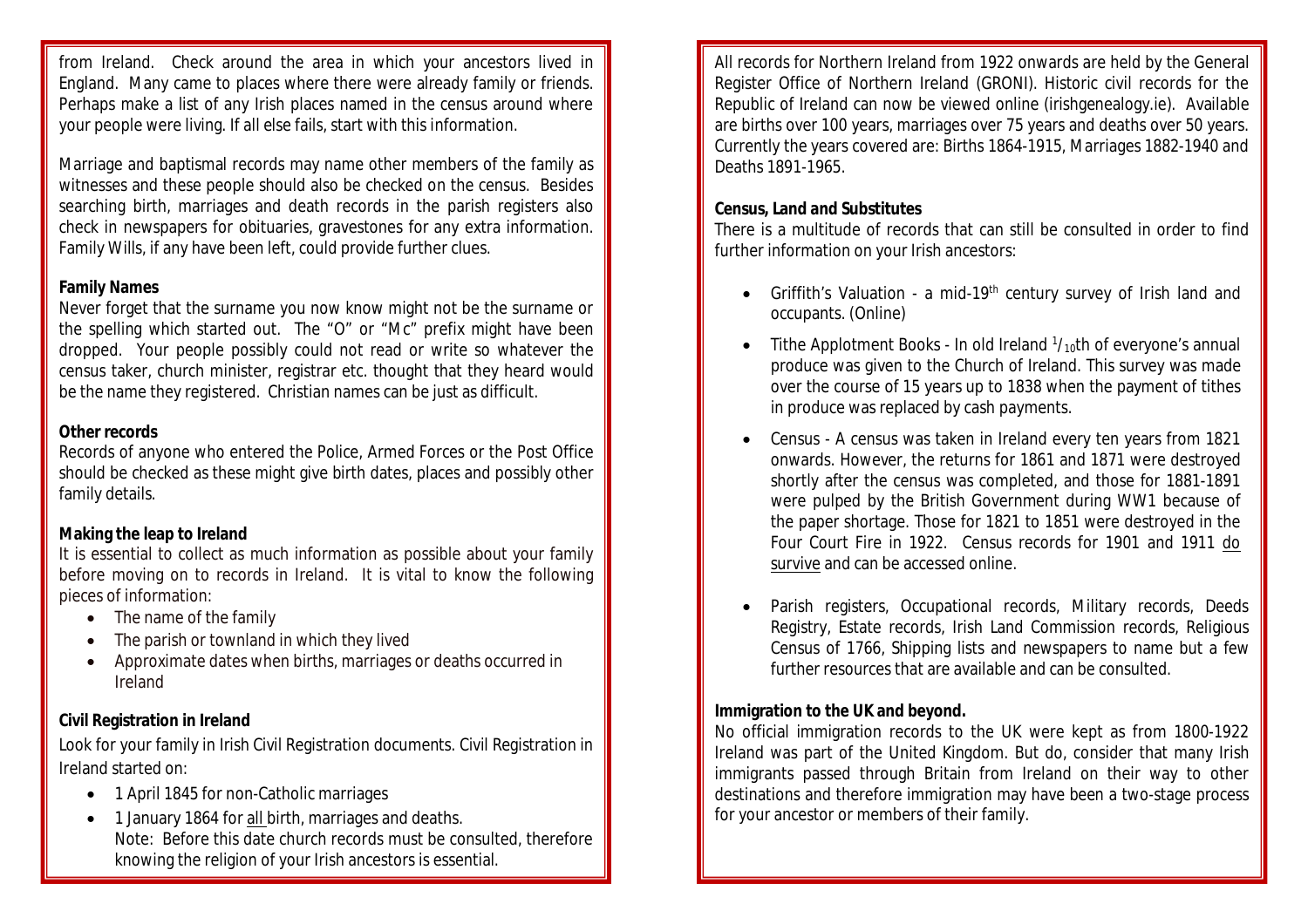from Ireland. Check around the area in which your ancestors lived in England. Many came to places where there were already family or friends. Perhaps make a list of any Irish places named in the census around where your people were living. If all else fails, start with this information.

Marriage and baptismal records may name other members of the family as witnesses and these people should also be checked on the census. Besides searching birth, marriages and death records in the parish registers also check in newspapers for obituaries, gravestones for any extra information. Family Wills, if any have been left, could provide further clues.

**Family Names**

Never forget that the surname you now know might not be the surname or the spelling which started out. The "O" or "Mc" prefix might have been dropped. Your people possibly could not read or write so whatever the census taker, church minister, registrar etc. thought that they heard would be the name they registered. Christian names can be just as difficult.

**Other records**

Records of anyone who entered the Police, Armed Forces or the Post Office should be checked as these might give birth dates, places and possibly other family details.

**Making the leap to Ireland**

It is essential to collect as much information as possible about your family before moving on to records in Ireland. It is vital to know the following pieces of information:

- The name of the family
- The parish or townland in which they lived
- Approximate dates when births, marriages or deaths occurred in Ireland

**Civil Registration in Ireland**

Look for your family in Irish Civil Registration documents. Civil Registration in Ireland started on:

- 1 April 1845 for non-Catholic marriages
- 1 January 1864 for all birth, marriages and deaths.
  Note: Before this date church records must be consulted, therefore knowing the religion of your Irish ancestors is essential.

All records for Northern Ireland from 1922 onwards are held by the General Register Office of Northern Ireland (GRONI). Historic civil records for the Republic of Ireland can now be viewed online (irishgenealogy.ie). Available are births over 100 years, marriages over 75 years and deaths over 50 years. Currently the years covered are: Births 1864-1915, Marriages 1882-1940 and Deaths 1891-1965.

**Census, Land and Substitutes**

There is a multitude of records that can still be consulted in order to find further information on your Irish ancestors:

- Griffith's Valuation - a mid-19th century survey of Irish land and occupants. (Online)
- Tithe Applotment Books - In old Ireland $^{1}/_{10}$th of everyone's annual produce was given to the Church of Ireland. This survey was made over the course of 15 years up to 1838 when the payment of tithes in produce was replaced by cash payments.
- Census - A census was taken in Ireland every ten years from 1821 onwards. However, the returns for 1861 and 1871 were destroyed shortly after the census was completed, and those for 1881-1891 were pulped by the British Government during WW1 because of the paper shortage. Those for 1821 to 1851 were destroyed in the Four Court Fire in 1922. Census records for 1901 and 1911 do survive and can be accessed online.
- Parish registers, Occupational records, Military records, Deeds Registry, Estate records, Irish Land Commission records, Religious Census of 1766, Shipping lists and newspapers to name but a few further resources that are available and can be consulted.

**Immigration to the UK and beyond.**

No official immigration records to the UK were kept as from 1800-1922 Ireland was part of the United Kingdom. But do, consider that many Irish immigrants passed through Britain from Ireland on their way to other destinations and therefore immigration may have been a two-stage process for your ancestor or members of their family.